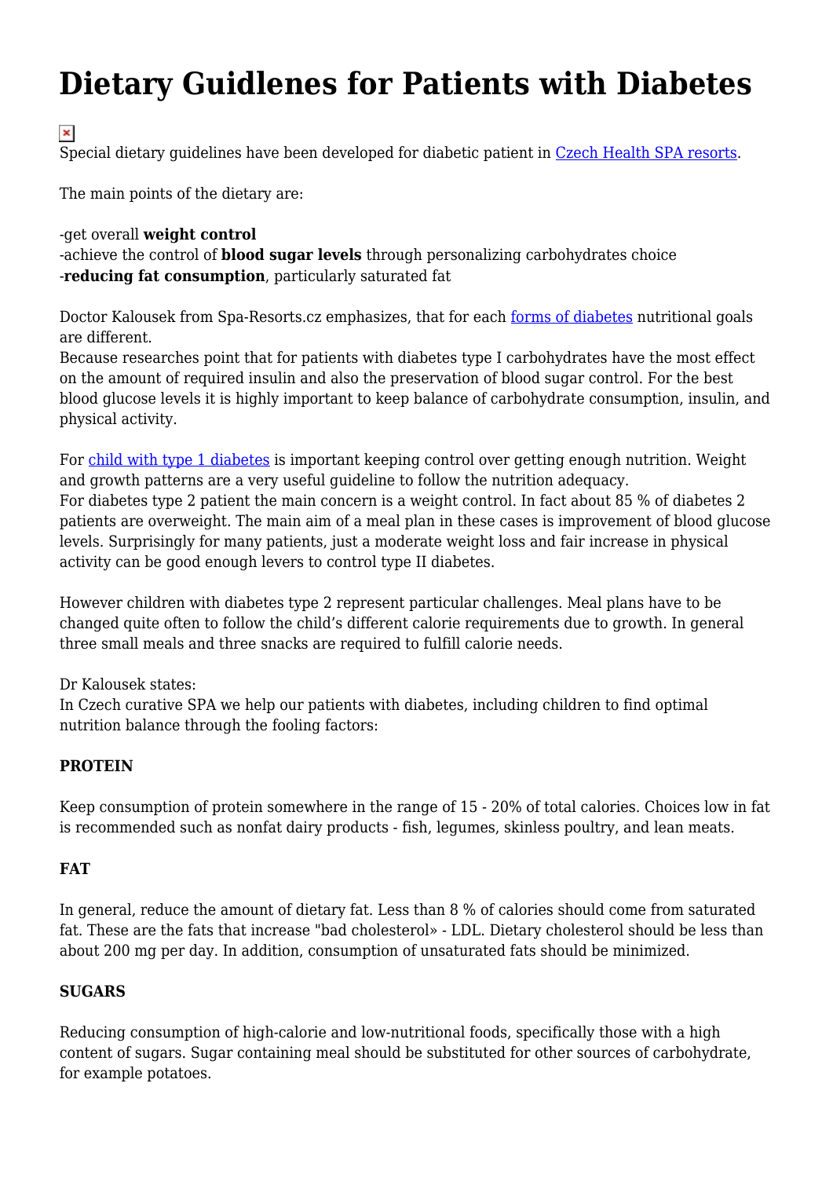# Dietary Guidlenes for Patients with Diabetes

Special dietary guidelines have been developed for diabetic patient in Czech Health SPA resorts.

The main points of the dietary are:

-get overall **weight control**
-achieve the control of **blood sugar levels** through personalizing carbohydrates choice
-**reducing fat consumption**, particularly saturated fat

Doctor Kalousek from Spa-Resorts.cz emphasizes, that for each forms of diabetes nutritional goals are different.
Because researches point that for patients with diabetes type I carbohydrates have the most effect on the amount of required insulin and also the preservation of blood sugar control. For the best blood glucose levels it is highly important to keep balance of carbohydrate consumption, insulin, and physical activity.

For child with type 1 diabetes is important keeping control over getting enough nutrition. Weight and growth patterns are a very useful guideline to follow the nutrition adequacy.
For diabetes type 2 patient the main concern is a weight control. In fact about 85 % of diabetes 2 patients are overweight. The main aim of a meal plan in these cases is improvement of blood glucose levels. Surprisingly for many patients, just a moderate weight loss and fair increase in physical activity can be good enough levers to control type II diabetes.

However children with diabetes type 2 represent particular challenges. Meal plans have to be changed quite often to follow the child's different calorie requirements due to growth. In general three small meals and three snacks are required to fulfill calorie needs.

Dr Kalousek states:
In Czech curative SPA we help our patients with diabetes, including children to find optimal nutrition balance through the fooling factors:

**PROTEIN**

Keep consumption of protein somewhere in the range of 15 - 20% of total calories. Choices low in fat is recommended such as nonfat dairy products - fish, legumes, skinless poultry, and lean meats.

**FAT**

In general, reduce the amount of dietary fat. Less than 8 % of calories should come from saturated fat. These are the fats that increase "bad cholesterol» - LDL. Dietary cholesterol should be less than about 200 mg per day. In addition, consumption of unsaturated fats should be minimized.

**SUGARS**

Reducing consumption of high-calorie and low-nutritional foods, specifically those with a high content of sugars. Sugar containing meal should be substituted for other sources of carbohydrate, for example potatoes.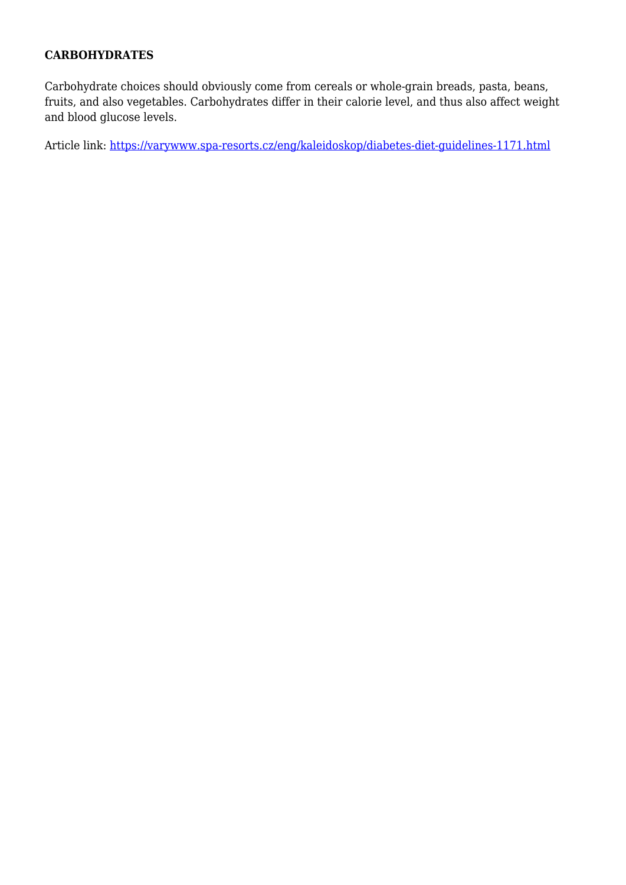**CARBOHYDRATES**

Carbohydrate choices should obviously come from cereals or whole-grain breads, pasta, beans, fruits, and also vegetables. Carbohydrates differ in their calorie level, and thus also affect weight and blood glucose levels.

Article link: [https://varywww.spa-resorts.cz/eng/kaleidoskop/diabetes-diet-guidelines-1171.html](https://varywww.spa-resorts.cz/eng/kaleidoskop/diabetes-diet-guidelines-1171.html)